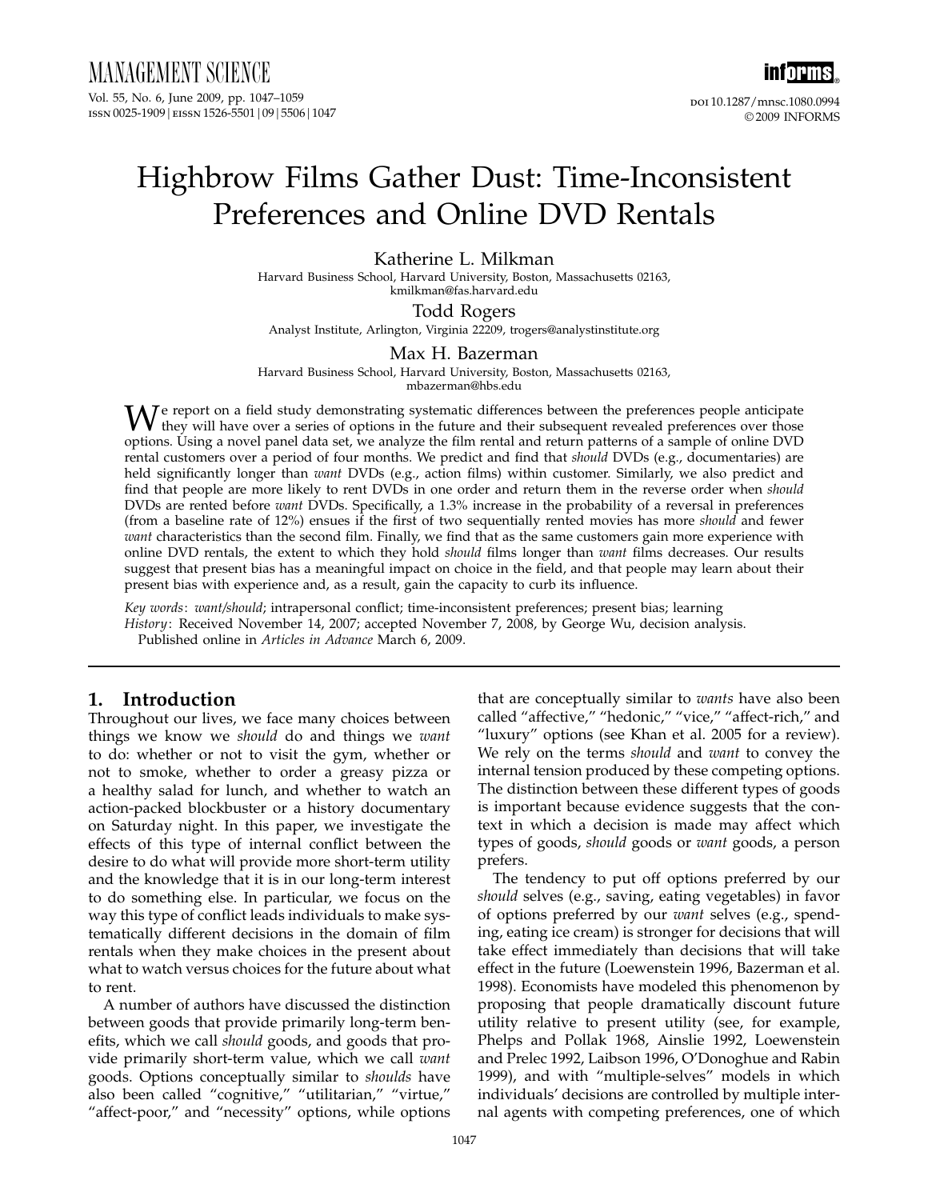# Highbrow Films Gather Dust: Time-Inconsistent Preferences and Online DVD Rentals

Katherine L. Milkman
Harvard Business School, Harvard University, Boston, Massachusetts 02163, kmilkman@fas.harvard.edu

Todd Rogers
Analyst Institute, Arlington, Virginia 22209, trogers@analystinstitute.org

Max H. Bazerman
Harvard Business School, Harvard University, Boston, Massachusetts 02163, mbazerman@hbs.edu

We report on a field study demonstrating systematic differences between the preferences people anticipate they will have over a series of options in the future and their subsequent revealed preferences over those options. Using a novel panel data set, we analyze the film rental and return patterns of a sample of online DVD rental customers over a period of four months. We predict and find that *should* DVDs (e.g., documentaries) are held significantly longer than *want* DVDs (e.g., action films) within customer. Similarly, we also predict and find that people are more likely to rent DVDs in one order and return them in the reverse order when *should* DVDs are rented before *want* DVDs. Specifically, a 1.3% increase in the probability of a reversal in preferences (from a baseline rate of 12%) ensues if the first of two sequentially rented movies has more *should* and fewer *want* characteristics than the second film. Finally, we find that as the same customers gain more experience with online DVD rentals, the extent to which they hold *should* films longer than *want* films decreases. Our results suggest that present bias has a meaningful impact on choice in the field, and that people may learn about their present bias with experience and, as a result, gain the capacity to curb its influence.

*Key words*: want/should; intrapersonal conflict; time-inconsistent preferences; present bias; learning
*History*: Received November 14, 2007; accepted November 7, 2008, by George Wu, decision analysis. Published online in *Articles in Advance* March 6, 2009.

## 1. Introduction

Throughout our lives, we face many choices between things we know we *should* do and things we *want* to do: whether or not to visit the gym, whether or not to smoke, whether to order a greasy pizza or a healthy salad for lunch, and whether to watch an action-packed blockbuster or a history documentary on Saturday night. In this paper, we investigate the effects of this type of internal conflict between the desire to do what will provide more short-term utility and the knowledge that it is in our long-term interest to do something else. In particular, we focus on the way this type of conflict leads individuals to make systematically different decisions in the domain of film rentals when they make choices in the present about what to watch versus choices for the future about what to rent.

A number of authors have discussed the distinction between goods that provide primarily long-term benefits, which we call *should* goods, and goods that provide primarily short-term value, which we call *want* goods. Options conceptually similar to *shoulds* have also been called "cognitive," "utilitarian," "virtue," "affect-poor," and "necessity" options, while options that are conceptually similar to *wants* have also been called "affective," "hedonic," "vice," "affect-rich," and "luxury" options (see Khan et al. 2005 for a review). We rely on the terms *should* and *want* to convey the internal tension produced by these competing options. The distinction between these different types of goods is important because evidence suggests that the context in which a decision is made may affect which types of goods, *should* goods or *want* goods, a person prefers.

The tendency to put off options preferred by our *should* selves (e.g., saving, eating vegetables) in favor of options preferred by our *want* selves (e.g., spending, eating ice cream) is stronger for decisions that will take effect immediately than decisions that will take effect in the future (Loewenstein 1996, Bazerman et al. 1998). Economists have modeled this phenomenon by proposing that people dramatically discount future utility relative to present utility (see, for example, Phelps and Pollak 1968, Ainslie 1992, Loewenstein and Prelec 1992, Laibson 1996, O'Donoghue and Rabin 1999), and with "multiple-selves" models in which individuals' decisions are controlled by multiple internal agents with competing preferences, one of which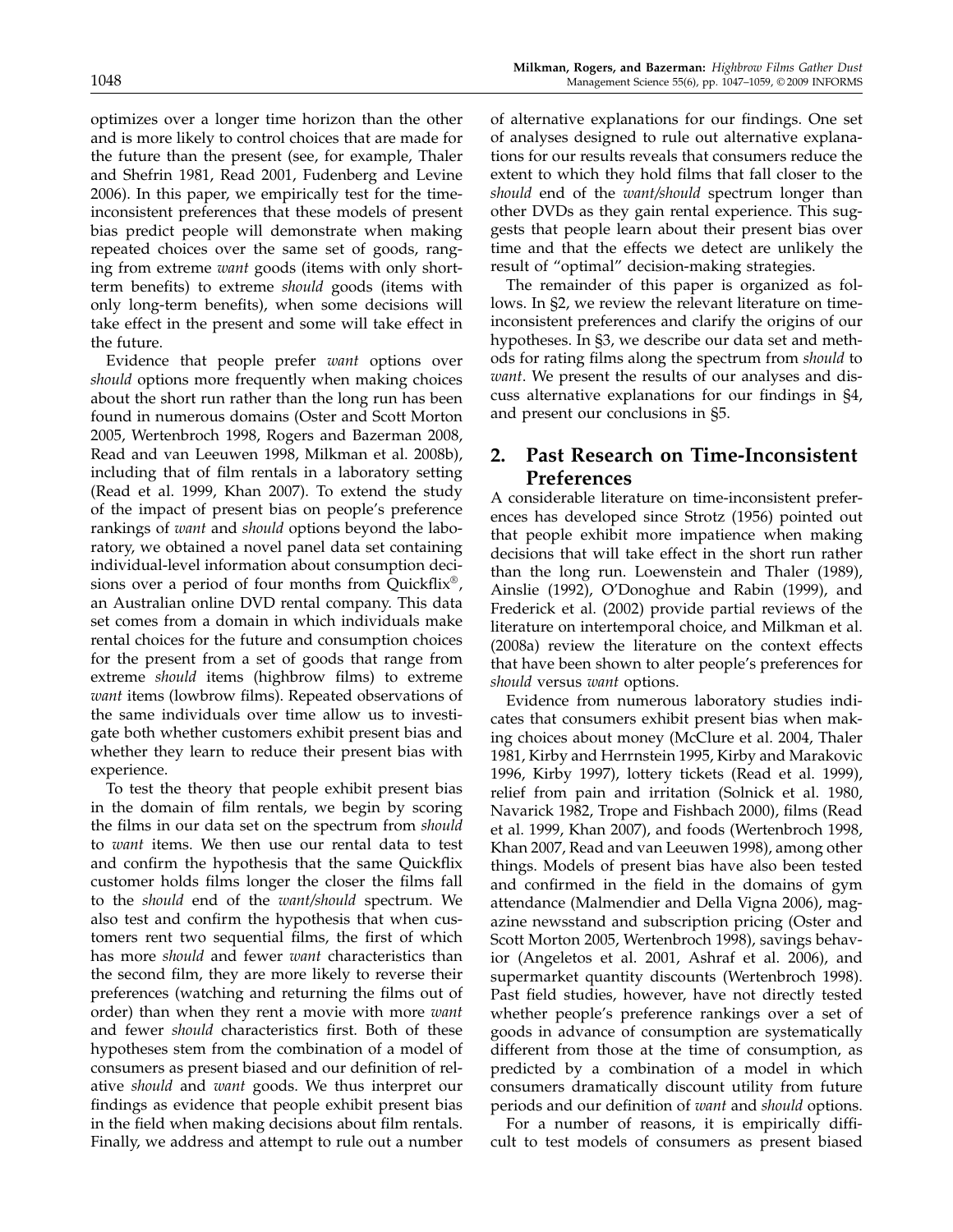optimizes over a longer time horizon than the other and is more likely to control choices that are made for the future than the present (see, for example, Thaler and Shefrin 1981, Read 2001, Fudenberg and Levine 2006). In this paper, we empirically test for the time-inconsistent preferences that these models of present bias predict people will demonstrate when making repeated choices over the same set of goods, ranging from extreme *want* goods (items with only short-term benefits) to extreme *should* goods (items with only long-term benefits), when some decisions will take effect in the present and some will take effect in the future.

Evidence that people prefer *want* options over *should* options more frequently when making choices about the short run rather than the long run has been found in numerous domains (Oster and Scott Morton 2005, Wertenbroch 1998, Rogers and Bazerman 2008, Read and van Leeuwen 1998, Milkman et al. 2008b), including that of film rentals in a laboratory setting (Read et al. 1999, Khan 2007). To extend the study of the impact of present bias on people's preference rankings of *want* and *should* options beyond the laboratory, we obtained a novel panel data set containing individual-level information about consumption decisions over a period of four months from Quickflix®, an Australian online DVD rental company. This data set comes from a domain in which individuals make rental choices for the future and consumption choices for the present from a set of goods that range from extreme *should* items (highbrow films) to extreme *want* items (lowbrow films). Repeated observations of the same individuals over time allow us to investigate both whether customers exhibit present bias and whether they learn to reduce their present bias with experience.

To test the theory that people exhibit present bias in the domain of film rentals, we begin by scoring the films in our data set on the spectrum from *should* to *want* items. We then use our rental data to test and confirm the hypothesis that the same Quickflix customer holds films longer the closer the films fall to the *should* end of the *want/should* spectrum. We also test and confirm the hypothesis that when customers rent two sequential films, the first of which has more *should* and fewer *want* characteristics than the second film, they are more likely to reverse their preferences (watching and returning the films out of order) than when they rent a movie with more *want* and fewer *should* characteristics first. Both of these hypotheses stem from the combination of a model of consumers as present biased and our definition of relative *should* and *want* goods. We thus interpret our findings as evidence that people exhibit present bias in the field when making decisions about film rentals. Finally, we address and attempt to rule out a number of alternative explanations for our findings. One set of analyses designed to rule out alternative explanations for our results reveals that consumers reduce the extent to which they hold films that fall closer to the *should* end of the *want/should* spectrum longer than other DVDs as they gain rental experience. This suggests that people learn about their present bias over time and that the effects we detect are unlikely the result of "optimal" decision-making strategies.

The remainder of this paper is organized as follows. In §2, we review the relevant literature on time-inconsistent preferences and clarify the origins of our hypotheses. In §3, we describe our data set and methods for rating films along the spectrum from *should* to *want*. We present the results of our analyses and discuss alternative explanations for our findings in §4, and present our conclusions in §5.

## 2. Past Research on Time-Inconsistent Preferences

A considerable literature on time-inconsistent preferences has developed since Strotz (1956) pointed out that people exhibit more impatience when making decisions that will take effect in the short run rather than the long run. Loewenstein and Thaler (1989), Ainslie (1992), O'Donoghue and Rabin (1999), and Frederick et al. (2002) provide partial reviews of the literature on intertemporal choice, and Milkman et al. (2008a) review the literature on the context effects that have been shown to alter people's preferences for *should* versus *want* options.

Evidence from numerous laboratory studies indicates that consumers exhibit present bias when making choices about money (McClure et al. 2004, Thaler 1981, Kirby and Herrnstein 1995, Kirby and Marakovic 1996, Kirby 1997), lottery tickets (Read et al. 1999), relief from pain and irritation (Solnick et al. 1980, Navarick 1982, Trope and Fishbach 2000), films (Read et al. 1999, Khan 2007), and foods (Wertenbroch 1998, Khan 2007, Read and van Leeuwen 1998), among other things. Models of present bias have also been tested and confirmed in the field in the domains of gym attendance (Malmendier and Della Vigna 2006), magazine newsstand and subscription pricing (Oster and Scott Morton 2005, Wertenbroch 1998), savings behavior (Angeletos et al. 2001, Ashraf et al. 2006), and supermarket quantity discounts (Wertenbroch 1998). Past field studies, however, have not directly tested whether people's preference rankings over a set of goods in advance of consumption are systematically different from those at the time of consumption, as predicted by a combination of a model in which consumers dramatically discount utility from future periods and our definition of *want* and *should* options.

For a number of reasons, it is empirically difficult to test models of consumers as present biased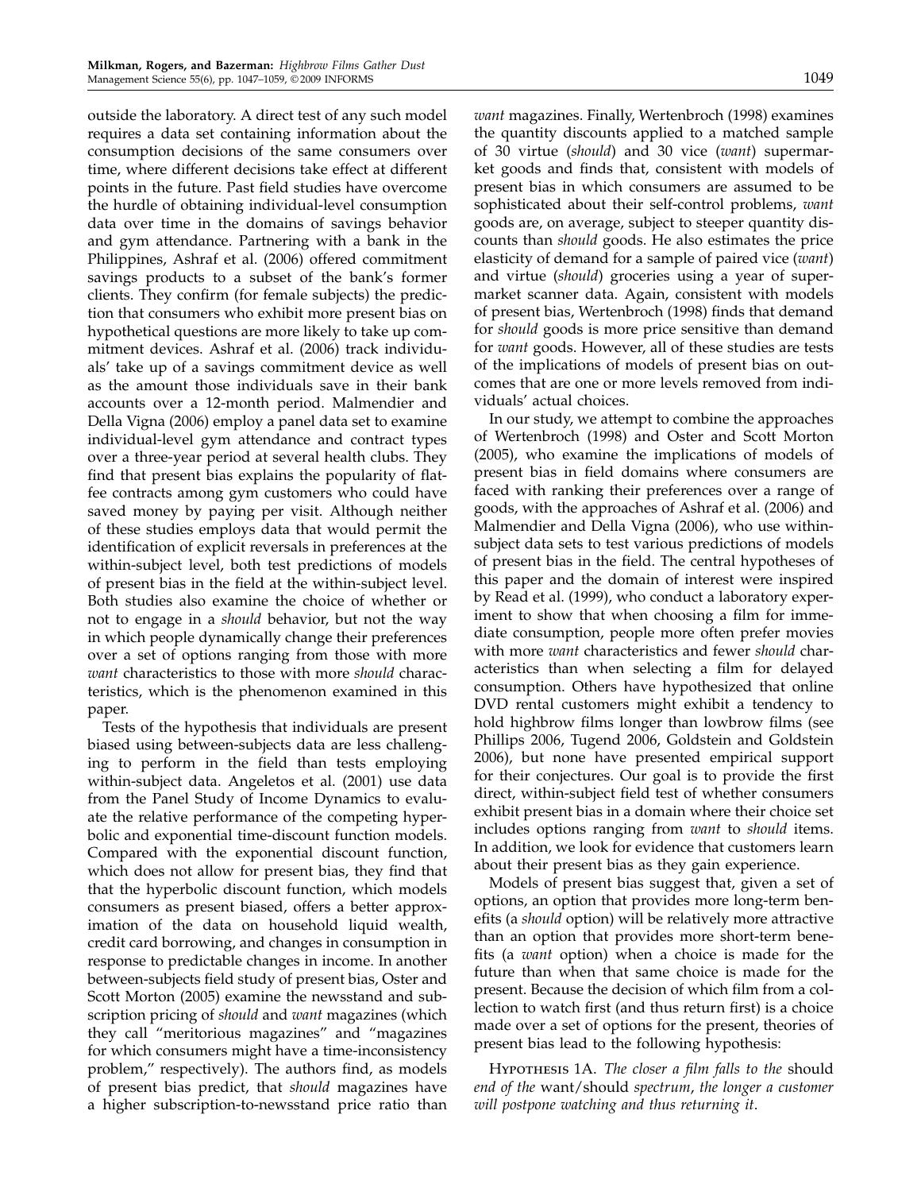outside the laboratory. A direct test of any such model requires a data set containing information about the consumption decisions of the same consumers over time, where different decisions take effect at different points in the future. Past field studies have overcome the hurdle of obtaining individual-level consumption data over time in the domains of savings behavior and gym attendance. Partnering with a bank in the Philippines, Ashraf et al. (2006) offered commitment savings products to a subset of the bank's former clients. They confirm (for female subjects) the prediction that consumers who exhibit more present bias on hypothetical questions are more likely to take up commitment devices. Ashraf et al. (2006) track individuals' take up of a savings commitment device as well as the amount those individuals save in their bank accounts over a 12-month period. Malmendier and Della Vigna (2006) employ a panel data set to examine individual-level gym attendance and contract types over a three-year period at several health clubs. They find that present bias explains the popularity of flat-fee contracts among gym customers who could have saved money by paying per visit. Although neither of these studies employs data that would permit the identification of explicit reversals in preferences at the within-subject level, both test predictions of models of present bias in the field at the within-subject level. Both studies also examine the choice of whether or not to engage in a *should* behavior, but not the way in which people dynamically change their preferences over a set of options ranging from those with more *want* characteristics to those with more *should* characteristics, which is the phenomenon examined in this paper.

Tests of the hypothesis that individuals are present biased using between-subjects data are less challenging to perform in the field than tests employing within-subject data. Angeletos et al. (2001) use data from the Panel Study of Income Dynamics to evaluate the relative performance of the competing hyperbolic and exponential time-discount function models. Compared with the exponential discount function, which does not allow for present bias, they find that that the hyperbolic discount function, which models consumers as present biased, offers a better approximation of the data on household liquid wealth, credit card borrowing, and changes in consumption in response to predictable changes in income. In another between-subjects field study of present bias, Oster and Scott Morton (2005) examine the newsstand and subscription pricing of *should* and *want* magazines (which they call "meritorious magazines" and "magazines for which consumers might have a time-inconsistency problem," respectively). The authors find, as models of present bias predict, that *should* magazines have a higher subscription-to-newsstand price ratio than *want* magazines. Finally, Wertenbroch (1998) examines the quantity discounts applied to a matched sample of 30 virtue (*should*) and 30 vice (*want*) supermarket goods and finds that, consistent with models of present bias in which consumers are assumed to be sophisticated about their self-control problems, *want* goods are, on average, subject to steeper quantity discounts than *should* goods. He also estimates the price elasticity of demand for a sample of paired vice (*want*) and virtue (*should*) groceries using a year of supermarket scanner data. Again, consistent with models of present bias, Wertenbroch (1998) finds that demand for *should* goods is more price sensitive than demand for *want* goods. However, all of these studies are tests of the implications of models of present bias on outcomes that are one or more levels removed from individuals' actual choices.

In our study, we attempt to combine the approaches of Wertenbroch (1998) and Oster and Scott Morton (2005), who examine the implications of models of present bias in field domains where consumers are faced with ranking their preferences over a range of goods, with the approaches of Ashraf et al. (2006) and Malmendier and Della Vigna (2006), who use within-subject data sets to test various predictions of models of present bias in the field. The central hypotheses of this paper and the domain of interest were inspired by Read et al. (1999), who conduct a laboratory experiment to show that when choosing a film for immediate consumption, people more often prefer movies with more *want* characteristics and fewer *should* characteristics than when selecting a film for delayed consumption. Others have hypothesized that online DVD rental customers might exhibit a tendency to hold highbrow films longer than lowbrow films (see Phillips 2006, Tugend 2006, Goldstein and Goldstein 2006), but none have presented empirical support for their conjectures. Our goal is to provide the first direct, within-subject field test of whether consumers exhibit present bias in a domain where their choice set includes options ranging from *want* to *should* items. In addition, we look for evidence that customers learn about their present bias as they gain experience.

Models of present bias suggest that, given a set of options, an option that provides more long-term benefits (a *should* option) will be relatively more attractive than an option that provides more short-term benefits (a *want* option) when a choice is made for the future than when that same choice is made for the present. Because the decision of which film from a collection to watch first (and thus return first) is a choice made over a set of options for the present, theories of present bias lead to the following hypothesis:

Hypothesis 1A. *The closer a film falls to the* should *end of the* want/should *spectrum, the longer a customer will postpone watching and thus returning it.*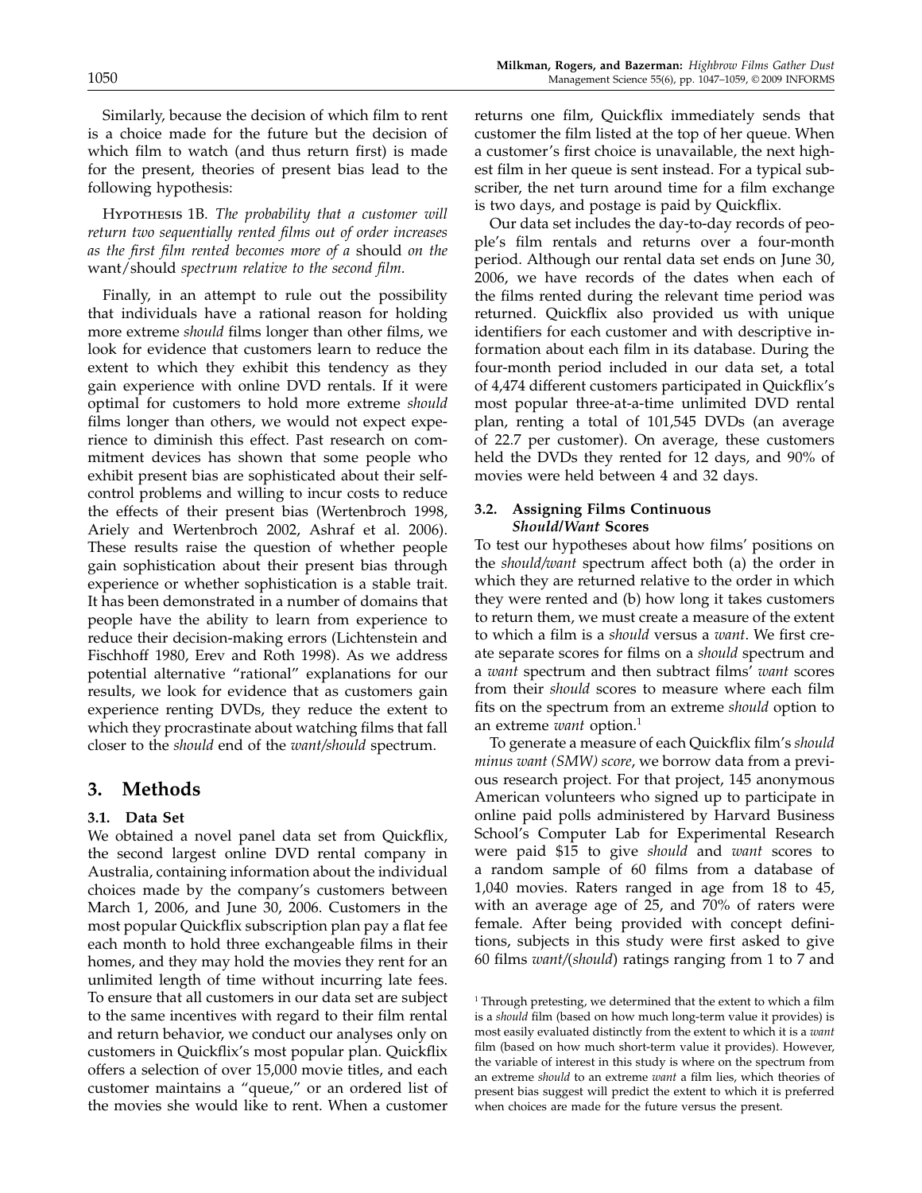Similarly, because the decision of which film to rent is a choice made for the future but the decision of which film to watch (and thus return first) is made for the present, theories of present bias lead to the following hypothesis:

Hypothesis 1B. *The probability that a customer will return two sequentially rented films out of order increases as the first film rented becomes more of a* should *on the* want/should *spectrum relative to the second film.*

Finally, in an attempt to rule out the possibility that individuals have a rational reason for holding more extreme *should* films longer than other films, we look for evidence that customers learn to reduce the extent to which they exhibit this tendency as they gain experience with online DVD rentals. If it were optimal for customers to hold more extreme *should* films longer than others, we would not expect experience to diminish this effect. Past research on commitment devices has shown that some people who exhibit present bias are sophisticated about their self-control problems and willing to incur costs to reduce the effects of their present bias (Wertenbroch 1998, Ariely and Wertenbroch 2002, Ashraf et al. 2006). These results raise the question of whether people gain sophistication about their present bias through experience or whether sophistication is a stable trait. It has been demonstrated in a number of domains that people have the ability to learn from experience to reduce their decision-making errors (Lichtenstein and Fischhoff 1980, Erev and Roth 1998). As we address potential alternative "rational" explanations for our results, we look for evidence that as customers gain experience renting DVDs, they reduce the extent to which they procrastinate about watching films that fall closer to the *should* end of the *want/should* spectrum.

## 3. Methods

### 3.1. Data Set

We obtained a novel panel data set from Quickflix, the second largest online DVD rental company in Australia, containing information about the individual choices made by the company's customers between March 1, 2006, and June 30, 2006. Customers in the most popular Quickflix subscription plan pay a flat fee each month to hold three exchangeable films in their homes, and they may hold the movies they rent for an unlimited length of time without incurring late fees. To ensure that all customers in our data set are subject to the same incentives with regard to their film rental and return behavior, we conduct our analyses only on customers in Quickflix's most popular plan. Quickflix offers a selection of over 15,000 movie titles, and each customer maintains a "queue," or an ordered list of the movies she would like to rent. When a customer returns one film, Quickflix immediately sends that customer the film listed at the top of her queue. When a customer's first choice is unavailable, the next highest film in her queue is sent instead. For a typical subscriber, the net turn around time for a film exchange is two days, and postage is paid by Quickflix.

Our data set includes the day-to-day records of people's film rentals and returns over a four-month period. Although our rental data set ends on June 30, 2006, we have records of the dates when each of the films rented during the relevant time period was returned. Quickflix also provided us with unique identifiers for each customer and with descriptive information about each film in its database. During the four-month period included in our data set, a total of 4,474 different customers participated in Quickflix's most popular three-at-a-time unlimited DVD rental plan, renting a total of 101,545 DVDs (an average of 22.7 per customer). On average, these customers held the DVDs they rented for 12 days, and 90% of movies were held between 4 and 32 days.

### 3.2. Assigning Films Continuous *Should/Want* Scores

To test our hypotheses about how films' positions on the *should/want* spectrum affect both (a) the order in which they are returned relative to the order in which they were rented and (b) how long it takes customers to return them, we must create a measure of the extent to which a film is a *should* versus a *want*. We first create separate scores for films on a *should* spectrum and a *want* spectrum and then subtract films' *want* scores from their *should* scores to measure where each film fits on the spectrum from an extreme *should* option to an extreme *want* option.[1]

To generate a measure of each Quickflix film's *should minus want (SMW) score*, we borrow data from a previous research project. For that project, 145 anonymous American volunteers who signed up to participate in online paid polls administered by Harvard Business School's Computer Lab for Experimental Research were paid \$15 to give *should* and *want* scores to a random sample of 60 films from a database of 1,040 movies. Raters ranged in age from 18 to 45, with an average age of 25, and 70% of raters were female. After being provided with concept definitions, subjects in this study were first asked to give 60 films *want*/(*should*) ratings ranging from 1 to 7 and

[1] Through pretesting, we determined that the extent to which a film is a *should* film (based on how much long-term value it provides) is most easily evaluated distinctly from the extent to which it is a *want* film (based on how much short-term value it provides). However, the variable of interest in this study is where on the spectrum from an extreme *should* to an extreme *want* a film lies, which theories of present bias suggest will predict the extent to which it is preferred when choices are made for the future versus the present.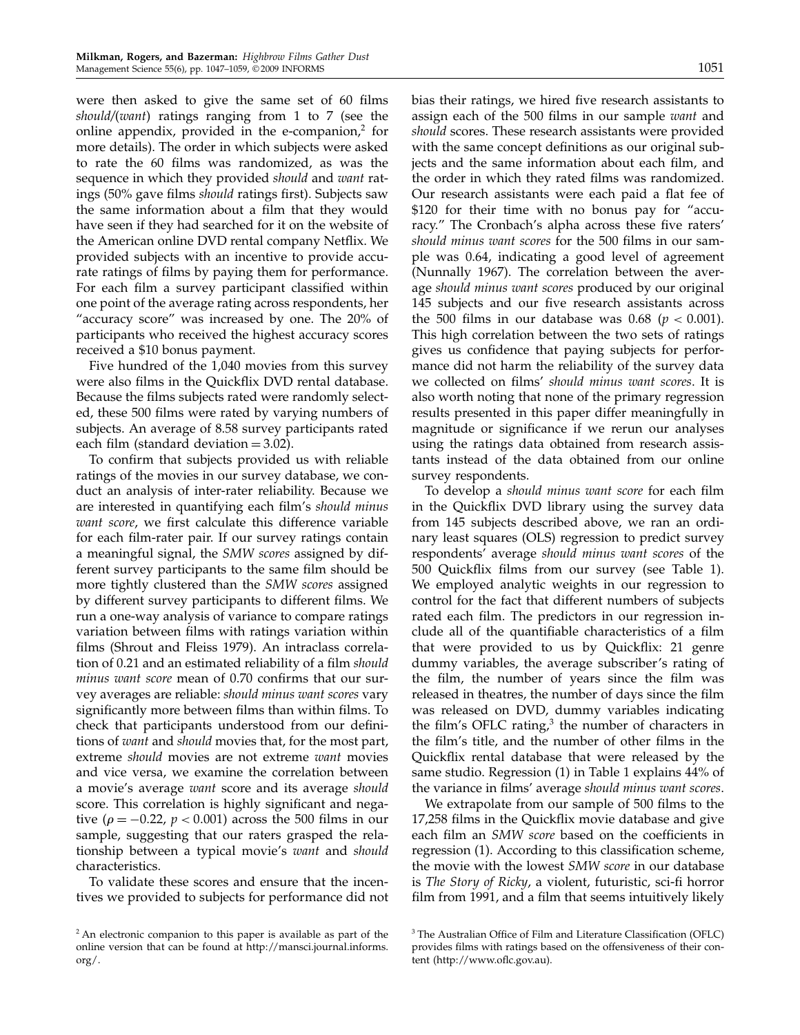were then asked to give the same set of 60 films *should*/(*want*) ratings ranging from 1 to 7 (see the online appendix, provided in the e-companion,[2] for more details). The order in which subjects were asked to rate the 60 films was randomized, as was the sequence in which they provided *should* and *want* ratings (50% gave films *should* ratings first). Subjects saw the same information about a film that they would have seen if they had searched for it on the website of the American online DVD rental company Netflix. We provided subjects with an incentive to provide accurate ratings of films by paying them for performance. For each film a survey participant classified within one point of the average rating across respondents, her "accuracy score" was increased by one. The 20% of participants who received the highest accuracy scores received a $10 bonus payment.

Five hundred of the 1,040 movies from this survey were also films in the Quickflix DVD rental database. Because the films subjects rated were randomly selected, these 500 films were rated by varying numbers of subjects. An average of 8.58 survey participants rated each film (standard deviation = 3.02).

To confirm that subjects provided us with reliable ratings of the movies in our survey database, we conduct an analysis of inter-rater reliability. Because we are interested in quantifying each film's *should minus want score*, we first calculate this difference variable for each film-rater pair. If our survey ratings contain a meaningful signal, the *SMW scores* assigned by different survey participants to the same film should be more tightly clustered than the *SMW scores* assigned by different survey participants to different films. We run a one-way analysis of variance to compare ratings variation between films with ratings variation within films (Shrout and Fleiss 1979). An intraclass correlation of 0.21 and an estimated reliability of a film *should minus want score* mean of 0.70 confirms that our survey averages are reliable: *should minus want scores* vary significantly more between films than within films. To check that participants understood from our definitions of *want* and *should* movies that, for the most part, extreme *should* movies are not extreme *want* movies and vice versa, we examine the correlation between a movie's average *want* score and its average *should* score. This correlation is highly significant and negative ($\rho = -0.22$, $p < 0.001$) across the 500 films in our sample, suggesting that our raters grasped the relationship between a typical movie's *want* and *should* characteristics.

To validate these scores and ensure that the incentives we provided to subjects for performance did not bias their ratings, we hired five research assistants to assign each of the 500 films in our sample *want* and *should* scores. These research assistants were provided with the same concept definitions as our original subjects and the same information about each film, and the order in which they rated films was randomized. Our research assistants were each paid a flat fee of $120 for their time with no bonus pay for "accuracy." The Cronbach's alpha across these five raters' *should minus want scores* for the 500 films in our sample was 0.64, indicating a good level of agreement (Nunnally 1967). The correlation between the average *should minus want scores* produced by our original 145 subjects and our five research assistants across the 500 films in our database was 0.68 ($p < 0.001$). This high correlation between the two sets of ratings gives us confidence that paying subjects for performance did not harm the reliability of the survey data we collected on films' *should minus want scores*. It is also worth noting that none of the primary regression results presented in this paper differ meaningfully in magnitude or significance if we rerun our analyses using the ratings data obtained from research assistants instead of the data obtained from our online survey respondents.

To develop a *should minus want score* for each film in the Quickflix DVD library using the survey data from 145 subjects described above, we ran an ordinary least squares (OLS) regression to predict survey respondents' average *should minus want scores* of the 500 Quickflix films from our survey (see Table 1). We employed analytic weights in our regression to control for the fact that different numbers of subjects rated each film. The predictors in our regression include all of the quantifiable characteristics of a film that were provided to us by Quickflix: 21 genre dummy variables, the average subscriber's rating of the film, the number of years since the film was released in theatres, the number of days since the film was released on DVD, dummy variables indicating the film's OFLC rating,[3] the number of characters in the film's title, and the number of other films in the Quickflix rental database that were released by the same studio. Regression (1) in Table 1 explains 44% of the variance in films' average *should minus want scores*.

We extrapolate from our sample of 500 films to the 17,258 films in the Quickflix movie database and give each film an *SMW score* based on the coefficients in regression (1). According to this classification scheme, the movie with the lowest *SMW score* in our database is *The Story of Ricky*, a violent, futuristic, sci-fi horror film from 1991, and a film that seems intuitively likely

[2] An electronic companion to this paper is available as part of the online version that can be found at http://mansci.journal.informs.org/.

[3] The Australian Office of Film and Literature Classification (OFLC) provides films with ratings based on the offensiveness of their content (http://www.oflc.gov.au).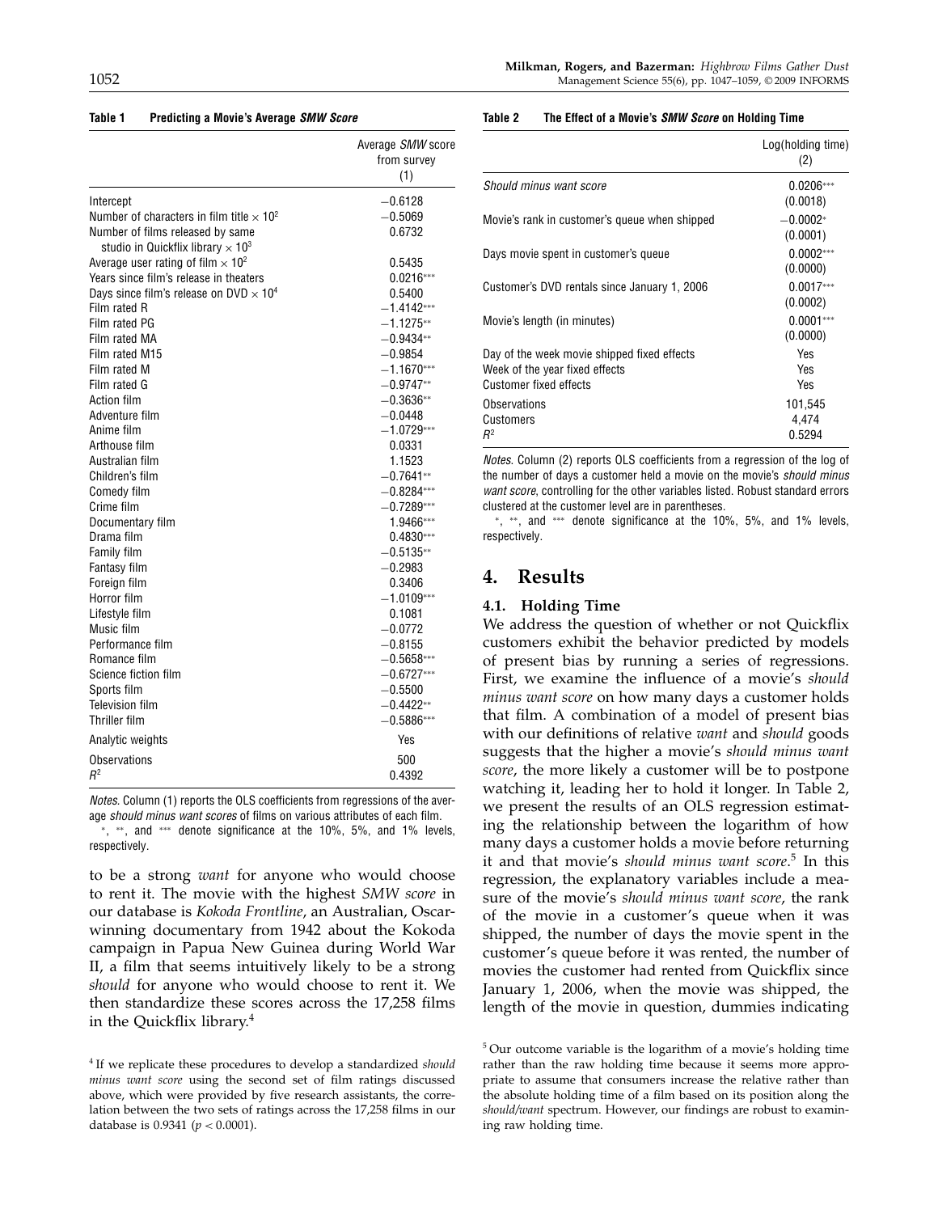**Table 1 Predicting a Movie's Average *SMW Score***

| | Average *SMW* score from survey (1) |
|---|---|
| Intercept | −0.6128 |
| Number of characters in film title $\times 10^2$ | −0.5069 |
| Number of films released by same studio in Quickflix library $\times 10^3$ | 0.6732 |
| Average user rating of film $\times 10^2$ | 0.5435 |
| Years since film's release in theaters | 0.0216*** |
| Days since film's release on DVD $\times 10^4$ | 0.5400 |
| Film rated R | −1.4142*** |
| Film rated PG | −1.1275** |
| Film rated MA | −0.9434** |
| Film rated M15 | −0.9854 |
| Film rated M | −1.1670*** |
| Film rated G | −0.9747** |
| Action film | −0.3636** |
| Adventure film | −0.0448 |
| Anime film | −1.0729*** |
| Arthouse film | 0.0331 |
| Australian film | 1.1523 |
| Children's film | −0.7641** |
| Comedy film | −0.8284*** |
| Crime film | −0.7289*** |
| Documentary film | 1.9466*** |
| Drama film | 0.4830*** |
| Family film | −0.5135** |
| Fantasy film | −0.2983 |
| Foreign film | 0.3406 |
| Horror film | −1.0109*** |
| Lifestyle film | 0.1081 |
| Music film | −0.0772 |
| Performance film | −0.8155 |
| Romance film | −0.5658*** |
| Science fiction film | −0.6727*** |
| Sports film | −0.5500 |
| Television film | −0.4422** |
| Thriller film | −0.5886*** |
| Analytic weights | Yes |
| Observations | 500 |
| $R^2$ | 0.4392 |

*Notes.* Column (1) reports the OLS coefficients from regressions of the average *should minus want scores* of films on various attributes of each film.

*, **, and *** denote significance at the 10%, 5%, and 1% levels, respectively.

to be a strong *want* for anyone who would choose to rent it. The movie with the highest *SMW score* in our database is *Kokoda Frontline*, an Australian, Oscar-winning documentary from 1942 about the Kokoda campaign in Papua New Guinea during World War II, a film that seems intuitively likely to be a strong *should* for anyone who would choose to rent it. We then standardize these scores across the 17,258 films in the Quickflix library.[4]

[4] If we replicate these procedures to develop a standardized *should minus want score* using the second set of film ratings discussed above, which were provided by five research assistants, the correlation between the two sets of ratings across the 17,258 films in our database is 0.9341 ($p < 0.0001$).

**Table 2 The Effect of a Movie's *SMW Score* on Holding Time**

| | Log(holding time) (2) |
|---|---|
| *Should minus want score* | 0.0206*** (0.0018) |
| Movie's rank in customer's queue when shipped | −0.0002* (0.0001) |
| Days movie spent in customer's queue | 0.0002*** (0.0000) |
| Customer's DVD rentals since January 1, 2006 | 0.0017*** (0.0002) |
| Movie's length (in minutes) | 0.0001*** (0.0000) |
| Day of the week movie shipped fixed effects | Yes |
| Week of the year fixed effects | Yes |
| Customer fixed effects | Yes |
| Observations | 101,545 |
| Customers | 4,474 |
| $R^2$ | 0.5294 |

*Notes.* Column (2) reports OLS coefficients from a regression of the log of the number of days a customer held a movie on the movie's *should minus want score*, controlling for the other variables listed. Robust standard errors clustered at the customer level are in parentheses.

*, **, and *** denote significance at the 10%, 5%, and 1% levels, respectively.

## 4. Results

### 4.1. Holding Time

We address the question of whether or not Quickflix customers exhibit the behavior predicted by models of present bias by running a series of regressions. First, we examine the influence of a movie's *should minus want score* on how many days a customer holds that film. A combination of a model of present bias with our definitions of relative *want* and *should* goods suggests that the higher a movie's *should minus want score*, the more likely a customer will be to postpone watching it, leading her to hold it longer. In Table 2, we present the results of an OLS regression estimating the relationship between the logarithm of how many days a customer holds a movie before returning it and that movie's *should minus want score*.[5] In this regression, the explanatory variables include a measure of the movie's *should minus want score*, the rank of the movie in a customer's queue when it was shipped, the number of days the movie spent in the customer's queue before it was rented, the number of movies the customer had rented from Quickflix since January 1, 2006, when the movie was shipped, the length of the movie in question, dummies indicating

[5] Our outcome variable is the logarithm of a movie's holding time rather than the raw holding time because it seems more appropriate to assume that consumers increase the relative rather than the absolute holding time of a film based on its position along the *should*/*want* spectrum. However, our findings are robust to examining raw holding time.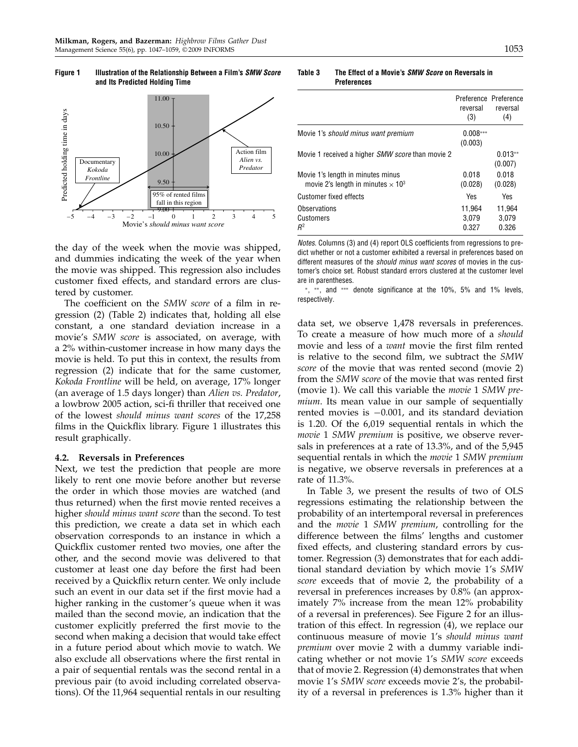**Figure 1 Illustration of the Relationship Between a Film's *SMW Score* and Its Predicted Holding Time**

**Table 3 The Effect of a Movie's *SMW Score* on Reversals in Preferences**

| | Preference reversal (3) | Preference reversal (4) |
|---|---|---|
| Movie 1's *should minus want premium* | 0.008*** (0.003) | |
| Movie 1 received a higher *SMW score* than movie 2 | | 0.013** (0.007) |
| Movie 1's length in minutes minus movie 2's length in minutes $\times 10^3$ | 0.018 (0.028) | 0.018 (0.028) |
| Customer fixed effects | Yes | Yes |
| Observations | 11,964 | 11,964 |
| Customers | 3,079 | 3,079 |
| $R^2$ | 0.327 | 0.326 |

*Notes.* Columns (3) and (4) report OLS coefficients from regressions to predict whether or not a customer exhibited a reversal in preferences based on different measures of the *should minus want scores* of movies in the customer's choice set. Robust standard errors clustered at the customer level are in parentheses.

*, **, and *** denote significance at the 10%, 5% and 1% levels, respectively.

the day of the week when the movie was shipped, and dummies indicating the week of the year when the movie was shipped. This regression also includes customer fixed effects, and standard errors are clustered by customer.

The coefficient on the *SMW score* of a film in regression (2) (Table 2) indicates that, holding all else constant, a one standard deviation increase in a movie's *SMW score* is associated, on average, with a 2% within-customer increase in how many days the movie is held. To put this in context, the results from regression (2) indicate that for the same customer, *Kokoda Frontline* will be held, on average, 17% longer (an average of 1.5 days longer) than *Alien vs. Predator*, a lowbrow 2005 action, sci-fi thriller that received one of the lowest *should minus want scores* of the 17,258 films in the Quickflix library. Figure 1 illustrates this result graphically.

### 4.2. Reversals in Preferences

Next, we test the prediction that people are more likely to rent one movie before another but reverse the order in which those movies are watched (and thus returned) when the first movie rented receives a higher *should minus want score* than the second. To test this prediction, we create a data set in which each observation corresponds to an instance in which a Quickflix customer rented two movies, one after the other, and the second movie was delivered to that customer at least one day before the first had been received by a Quickflix return center. We only include such an event in our data set if the first movie had a higher ranking in the customer's queue when it was mailed than the second movie, an indication that the customer explicitly preferred the first movie to the second when making a decision that would take effect in a future period about which movie to watch. We also exclude all observations where the first rental in a pair of sequential rentals was the second rental in a previous pair (to avoid including correlated observations). Of the 11,964 sequential rentals in our resulting data set, we observe 1,478 reversals in preferences. To create a measure of how much more of a *should* movie and less of a *want* movie the first film rented is relative to the second film, we subtract the *SMW score* of the movie that was rented second (movie 2) from the *SMW score* of the movie that was rented first (movie 1). We call this variable the *movie* 1 *SMW premium*. Its mean value in our sample of sequentially rented movies is −0.001, and its standard deviation is 1.20. Of the 6,019 sequential rentals in which the *movie* 1 *SMW premium* is positive, we observe reversals in preferences at a rate of 13.3%, and of the 5,945 sequential rentals in which the *movie* 1 *SMW premium* is negative, we observe reversals in preferences at a rate of 11.3%.

In Table 3, we present the results of two of OLS regressions estimating the relationship between the probability of an intertemporal reversal in preferences and the *movie* 1 *SMW premium*, controlling for the difference between the films' lengths and customer fixed effects, and clustering standard errors by customer. Regression (3) demonstrates that for each additional standard deviation by which movie 1's *SMW score* exceeds that of movie 2, the probability of a reversal in preferences increases by 0.8% (an approximately 7% increase from the mean 12% probability of a reversal in preferences). See Figure 2 for an illustration of this effect. In regression (4), we replace our continuous measure of movie 1's *should minus want premium* over movie 2 with a dummy variable indicating whether or not movie 1's *SMW score* exceeds that of movie 2. Regression (4) demonstrates that when movie 1's *SMW score* exceeds movie 2's, the probability of a reversal in preferences is 1.3% higher than it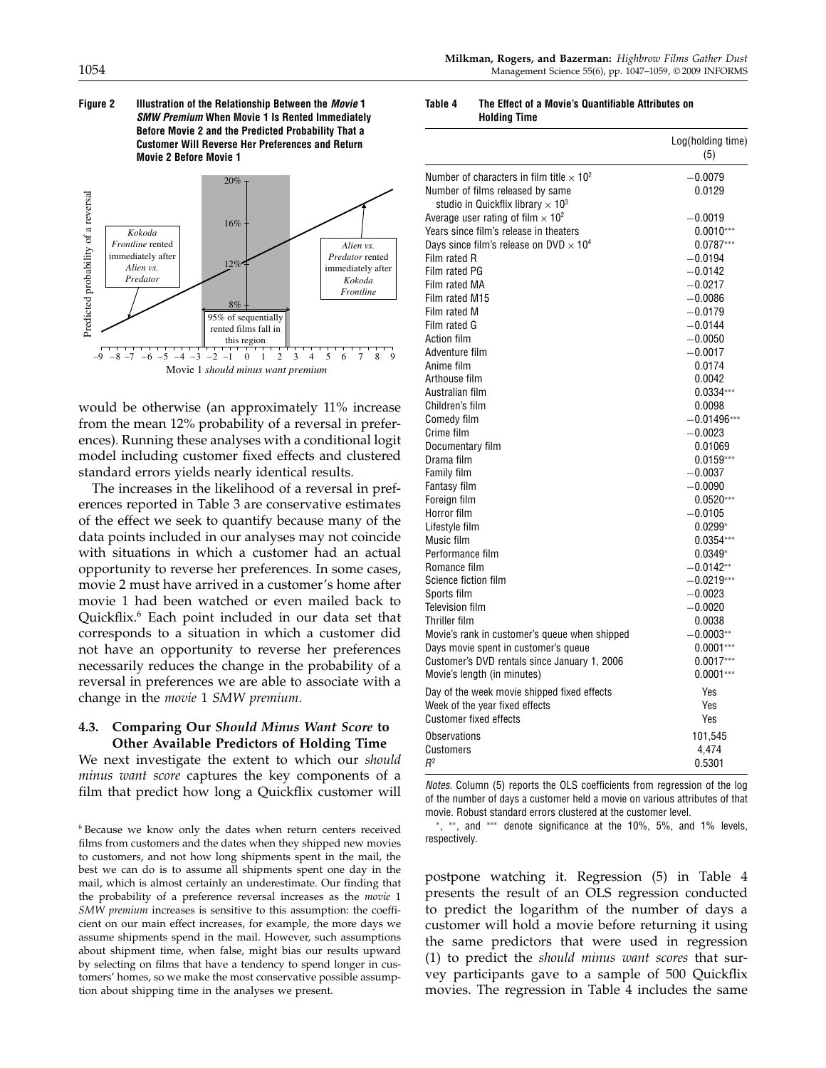**Figure 2 Illustration of the Relationship Between the *Movie* 1 *SMW Premium* When Movie 1 Is Rented Immediately Before Movie 2 and the Predicted Probability That a Customer Will Reverse Her Preferences and Return Movie 2 Before Movie 1**

would be otherwise (an approximately 11% increase from the mean 12% probability of a reversal in preferences). Running these analyses with a conditional logit model including customer fixed effects and clustered standard errors yields nearly identical results.

The increases in the likelihood of a reversal in preferences reported in Table 3 are conservative estimates of the effect we seek to quantify because many of the data points included in our analyses may not coincide with situations in which a customer had an actual opportunity to reverse her preferences. In some cases, movie 2 must have arrived in a customer's home after movie 1 had been watched or even mailed back to Quickflix.[6] Each point included in our data set that corresponds to a situation in which a customer did not have an opportunity to reverse her preferences necessarily reduces the change in the probability of a reversal in preferences we are able to associate with a change in the *movie* 1 *SMW premium*.

### 4.3. Comparing Our *Should Minus Want Score* to Other Available Predictors of Holding Time

We next investigate the extent to which our *should minus want score* captures the key components of a film that predict how long a Quickflix customer will postpone watching it. Regression (5) in Table 4 presents the result of an OLS regression conducted to predict the logarithm of the number of days a customer will hold a movie before returning it using the same predictors that were used in regression (1) to predict the *should minus want scores* that survey participants gave to a sample of 500 Quickflix movies. The regression in Table 4 includes the same

[6] Because we know only the dates when return centers received films from customers and the dates when they shipped new movies to customers, and not how long shipments spent in the mail, the best we can do is to assume all shipments spent one day in the mail, which is almost certainly an underestimate. Our finding that the probability of a preference reversal increases as the *movie* 1 *SMW premium* increases is sensitive to this assumption: the coefficient on our main effect increases, for example, the more days we assume shipments spend in the mail. However, such assumptions about shipment time, when false, might bias our results upward by selecting on films that have a tendency to spend longer in customers' homes, so we make the most conservative possible assumption about shipping time in the analyses we present.

**Table 4 The Effect of a Movie's Quantifiable Attributes on Holding Time**

| | Log(holding time) (5) |
|---|---|
| Number of characters in film title $\times 10^2$ | −0.0079 |
| Number of films released by same studio in Quickflix library $\times 10^3$ | 0.0129 |
| Average user rating of film $\times 10^2$ | −0.0019 |
| Years since film's release in theaters | 0.0010*** |
| Days since film's release on DVD $\times 10^4$ | 0.0787*** |
| Film rated R | −0.0194 |
| Film rated PG | −0.0142 |
| Film rated MA | −0.0217 |
| Film rated M15 | −0.0086 |
| Film rated M | −0.0179 |
| Film rated G | −0.0144 |
| Action film | −0.0050 |
| Adventure film | −0.0017 |
| Anime film | 0.0174 |
| Arthouse film | 0.0042 |
| Australian film | 0.0334*** |
| Children's film | 0.0098 |
| Comedy film | −0.01496*** |
| Crime film | −0.0023 |
| Documentary film | 0.01069 |
| Drama film | 0.0159*** |
| Family film | −0.0037 |
| Fantasy film | −0.0090 |
| Foreign film | 0.0520*** |
| Horror film | −0.0105 |
| Lifestyle film | 0.0299* |
| Music film | 0.0354*** |
| Performance film | 0.0349* |
| Romance film | −0.0142** |
| Science fiction film | −0.0219*** |
| Sports film | −0.0023 |
| Television film | −0.0020 |
| Thriller film | 0.0038 |
| Movie's rank in customer's queue when shipped | −0.0003** |
| Days movie spent in customer's queue | 0.0001*** |
| Customer's DVD rentals since January 1, 2006 | 0.0017*** |
| Movie's length (in minutes) | 0.0001*** |
| Day of the week movie shipped fixed effects | Yes |
| Week of the year fixed effects | Yes |
| Customer fixed effects | Yes |
| Observations | 101,545 |
| Customers | 4,474 |
| $R^2$ | 0.5301 |

*Notes.* Column (5) reports the OLS coefficients from regression of the log of the number of days a customer held a movie on various attributes of that movie. Robust standard errors clustered at the customer level.

*, **, and *** denote significance at the 10%, 5%, and 1% levels, respectively.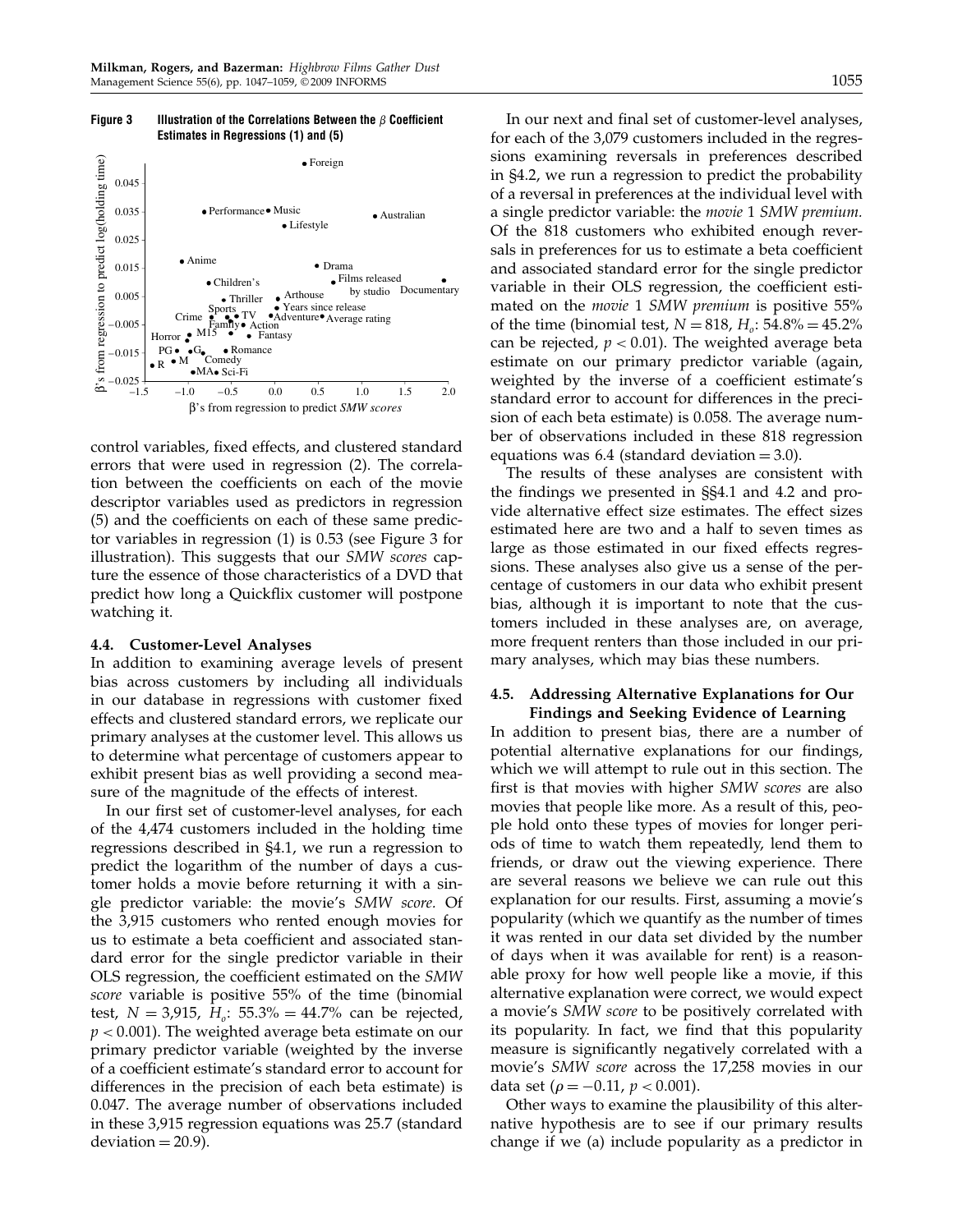**Figure 3 Illustration of the Correlations Between the $\beta$ Coefficient Estimates in Regressions (1) and (5)**

control variables, fixed effects, and clustered standard errors that were used in regression (2). The correlation between the coefficients on each of the movie descriptor variables used as predictors in regression (5) and the coefficients on each of these same predictor variables in regression (1) is 0.53 (see Figure 3 for illustration). This suggests that our *SMW scores* capture the essence of those characteristics of a DVD that predict how long a Quickflix customer will postpone watching it.

### 4.4. Customer-Level Analyses

In addition to examining average levels of present bias across customers by including all individuals in our database in regressions with customer fixed effects and clustered standard errors, we replicate our primary analyses at the customer level. This allows us to determine what percentage of customers appear to exhibit present bias as well providing a second measure of the magnitude of the effects of interest.

In our first set of customer-level analyses, for each of the 4,474 customers included in the holding time regressions described in §4.1, we run a regression to predict the logarithm of the number of days a customer holds a movie before returning it with a single predictor variable: the movie's *SMW score.* Of the 3,915 customers who rented enough movies for us to estimate a beta coefficient and associated standard error for the single predictor variable in their OLS regression, the coefficient estimated on the *SMW score* variable is positive 55% of the time (binomial test, $N = 3{,}915$, $H_o$: $55.3\% = 44.7\%$ can be rejected, $p < 0.001$). The weighted average beta estimate on our primary predictor variable (weighted by the inverse of a coefficient estimate's standard error to account for differences in the precision of each beta estimate) is 0.047. The average number of observations included in these 3,915 regression equations was 25.7 (standard deviation = 20.9).

In our next and final set of customer-level analyses, for each of the 3,079 customers included in the regressions examining reversals in preferences described in §4.2, we run a regression to predict the probability of a reversal in preferences at the individual level with a single predictor variable: the *movie* 1 *SMW premium.* Of the 818 customers who exhibited enough reversals in preferences for us to estimate a beta coefficient and associated standard error for the single predictor variable in their OLS regression, the coefficient estimated on the *movie* 1 *SMW premium* is positive 55% of the time (binomial test, $N = 818$, $H_o$: $54.8\% = 45.2\%$ can be rejected, $p < 0.01$). The weighted average beta estimate on our primary predictor variable (again, weighted by the inverse of a coefficient estimate's standard error to account for differences in the precision of each beta estimate) is 0.058. The average number of observations included in these 818 regression equations was 6.4 (standard deviation = 3.0).

The results of these analyses are consistent with the findings we presented in §§4.1 and 4.2 and provide alternative effect size estimates. The effect sizes estimated here are two and a half to seven times as large as those estimated in our fixed effects regressions. These analyses also give us a sense of the percentage of customers in our data who exhibit present bias, although it is important to note that the customers included in these analyses are, on average, more frequent renters than those included in our primary analyses, which may bias these numbers.

### 4.5. Addressing Alternative Explanations for Our Findings and Seeking Evidence of Learning

In addition to present bias, there are a number of potential alternative explanations for our findings, which we will attempt to rule out in this section. The first is that movies with higher *SMW scores* are also movies that people like more. As a result of this, people hold onto these types of movies for longer periods of time to watch them repeatedly, lend them to friends, or draw out the viewing experience. There are several reasons we believe we can rule out this explanation for our results. First, assuming a movie's popularity (which we quantify as the number of times it was rented in our data set divided by the number of days when it was available for rent) is a reasonable proxy for how well people like a movie, if this alternative explanation were correct, we would expect a movie's *SMW score* to be positively correlated with its popularity. In fact, we find that this popularity measure is significantly negatively correlated with a movie's *SMW score* across the 17,258 movies in our data set ($\rho = -0.11$, $p < 0.001$).

Other ways to examine the plausibility of this alternative hypothesis are to see if our primary results change if we (a) include popularity as a predictor in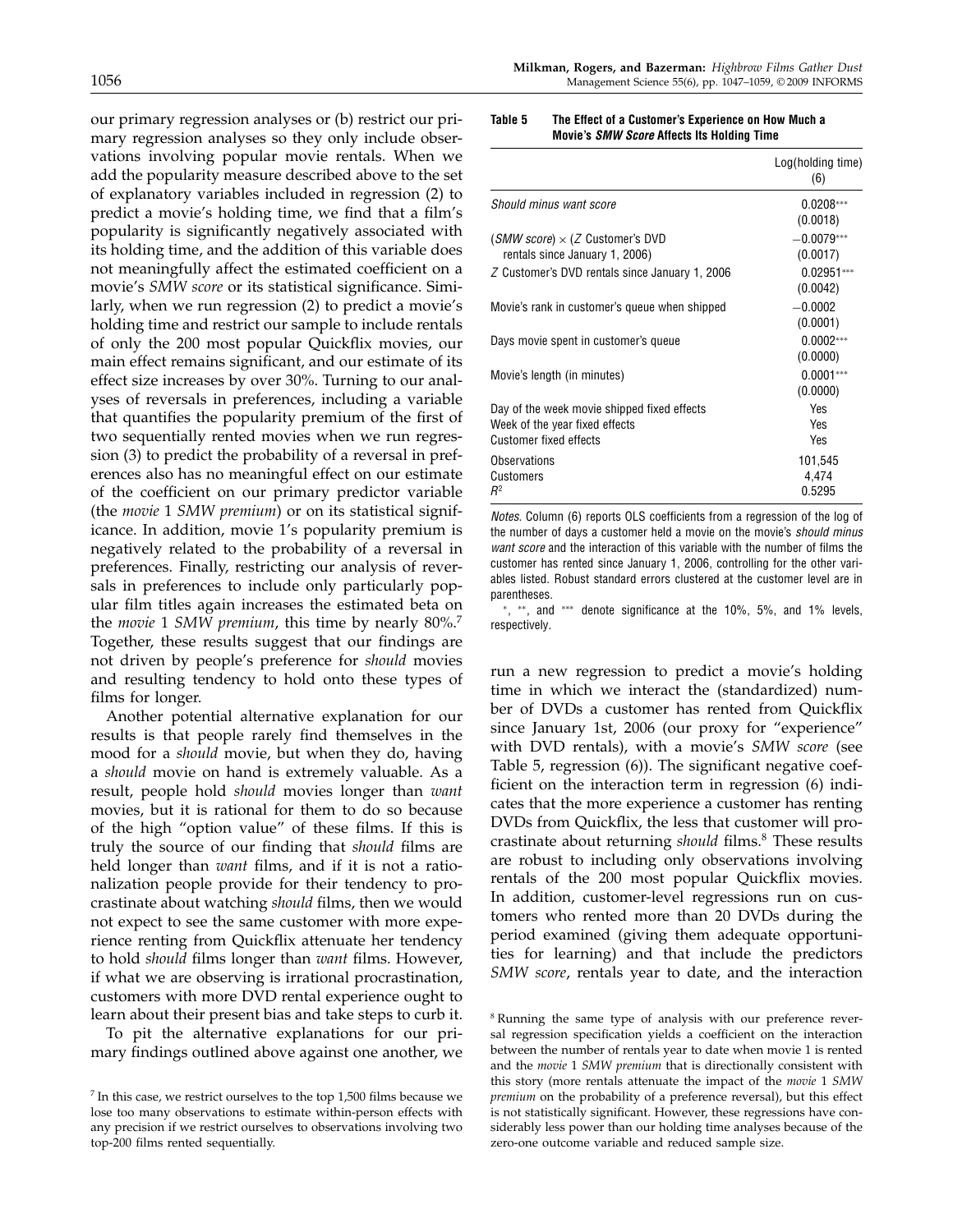our primary regression analyses or (b) restrict our primary regression analyses so they only include observations involving popular movie rentals. When we add the popularity measure described above to the set of explanatory variables included in regression (2) to predict a movie's holding time, we find that a film's popularity is significantly negatively associated with its holding time, and the addition of this variable does not meaningfully affect the estimated coefficient on a movie's *SMW score* or its statistical significance. Similarly, when we run regression (2) to predict a movie's holding time and restrict our sample to include rentals of only the 200 most popular Quickflix movies, our main effect remains significant, and our estimate of its effect size increases by over 30%. Turning to our analyses of reversals in preferences, including a variable that quantifies the popularity premium of the first of two sequentially rented movies when we run regression (3) to predict the probability of a reversal in preferences also has no meaningful effect on our estimate of the coefficient on our primary predictor variable (the *movie* 1 *SMW premium*) or on its statistical significance. In addition, movie 1's popularity premium is negatively related to the probability of a reversal in preferences. Finally, restricting our analysis of reversals in preferences to include only particularly popular film titles again increases the estimated beta on the *movie* 1 *SMW premium*, this time by nearly 80%.[7] Together, these results suggest that our findings are not driven by people's preference for *should* movies and resulting tendency to hold onto these types of films for longer.

Another potential alternative explanation for our results is that people rarely find themselves in the mood for a *should* movie, but when they do, having a *should* movie on hand is extremely valuable. As a result, people hold *should* movies longer than *want* movies, but it is rational for them to do so because of the high "option value" of these films. If this is truly the source of our finding that *should* films are held longer than *want* films, and if it is not a rationalization people provide for their tendency to procrastinate about watching *should* films, then we would not expect to see the same customer with more experience renting from Quickflix attenuate her tendency to hold *should* films longer than *want* films. However, if what we are observing is irrational procrastination, customers with more DVD rental experience ought to learn about their present bias and take steps to curb it.

To pit the alternative explanations for our primary findings outlined above against one another, we run a new regression to predict a movie's holding time in which we interact the (standardized) number of DVDs a customer has rented from Quickflix since January 1st, 2006 (our proxy for "experience" with DVD rentals), with a movie's *SMW score* (see Table 5, regression (6)). The significant negative coefficient on the interaction term in regression (6) indicates that the more experience a customer has renting DVDs from Quickflix, the less that customer will procrastinate about returning *should* films.[8] These results are robust to including only observations involving rentals of the 200 most popular Quickflix movies. In addition, customer-level regressions run on customers who rented more than 20 DVDs during the period examined (giving them adequate opportunities for learning) and that include the predictors *SMW score*, rentals year to date, and the interaction

**Table 5 The Effect of a Customer's Experience on How Much a Movie's *SMW Score* Affects Its Holding Time**

| | Log(holding time) (6) |
|---|---|
| *Should minus want score* | 0.0208*** (0.0018) |
| (*SMW score*) × (*Z* Customer's DVD rentals since January 1, 2006) | −0.0079*** (0.0017) |
| *Z* Customer's DVD rentals since January 1, 2006 | 0.02951*** (0.0042) |
| Movie's rank in customer's queue when shipped | −0.0002 (0.0001) |
| Days movie spent in customer's queue | 0.0002*** (0.0000) |
| Movie's length (in minutes) | 0.0001*** (0.0000) |
| Day of the week movie shipped fixed effects | Yes |
| Week of the year fixed effects | Yes |
| Customer fixed effects | Yes |
| Observations | 101,545 |
| Customers | 4,474 |
| $R^2$ | 0.5295 |

*Notes.* Column (6) reports OLS coefficients from a regression of the log of the number of days a customer held a movie on the movie's *should minus want score* and the interaction of this variable with the number of films the customer has rented since January 1, 2006, controlling for the other variables listed. Robust standard errors clustered at the customer level are in parentheses.

*, **, and *** denote significance at the 10%, 5%, and 1% levels, respectively.

[7] In this case, we restrict ourselves to the top 1,500 films because we lose too many observations to estimate within-person effects with any precision if we restrict ourselves to observations involving two top-200 films rented sequentially.

[8] Running the same type of analysis with our preference reversal regression specification yields a coefficient on the interaction between the number of rentals year to date when movie 1 is rented and the *movie* 1 *SMW premium* that is directionally consistent with this story (more rentals attenuate the impact of the *movie* 1 *SMW premium* on the probability of a preference reversal), but this effect is not statistically significant. However, these regressions have considerably less power than our holding time analyses because of the zero-one outcome variable and reduced sample size.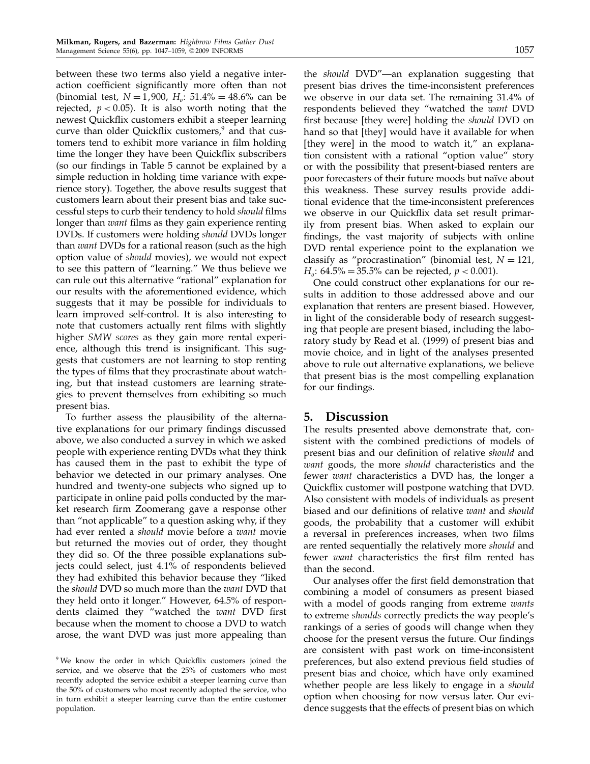between these two terms also yield a negative interaction coefficient significantly more often than not (binomial test, $N = 1{,}900$, $H_o$: 51.4% = 48.6% can be rejected, $p < 0.05$). It is also worth noting that the newest Quickflix customers exhibit a steeper learning curve than older Quickflix customers,[9] and that customers tend to exhibit more variance in film holding time the longer they have been Quickflix subscribers (so our findings in Table 5 cannot be explained by a simple reduction in holding time variance with experience story). Together, the above results suggest that customers learn about their present bias and take successful steps to curb their tendency to hold *should* films longer than *want* films as they gain experience renting DVDs. If customers were holding *should* DVDs longer than *want* DVDs for a rational reason (such as the high option value of *should* movies), we would not expect to see this pattern of "learning." We thus believe we can rule out this alternative "rational" explanation for our results with the aforementioned evidence, which suggests that it may be possible for individuals to learn improved self-control. It is also interesting to note that customers actually rent films with slightly higher *SMW scores* as they gain more rental experience, although this trend is insignificant. This suggests that customers are not learning to stop renting the types of films that they procrastinate about watching, but that instead customers are learning strategies to prevent themselves from exhibiting so much present bias.

To further assess the plausibility of the alternative explanations for our primary findings discussed above, we also conducted a survey in which we asked people with experience renting DVDs what they think has caused them in the past to exhibit the type of behavior we detected in our primary analyses. One hundred and twenty-one subjects who signed up to participate in online paid polls conducted by the market research firm Zoomerang gave a response other than "not applicable" to a question asking why, if they had ever rented a *should* movie before a *want* movie but returned the movies out of order, they thought they did so. Of the three possible explanations subjects could select, just 4.1% of respondents believed they had exhibited this behavior because they "liked the *should* DVD so much more than the *want* DVD that they held onto it longer." However, 64.5% of respondents claimed they "watched the *want* DVD first because when the moment to choose a DVD to watch arose, the want DVD was just more appealing than the *should* DVD"—an explanation suggesting that present bias drives the time-inconsistent preferences we observe in our data set. The remaining 31.4% of respondents believed they "watched the *want* DVD first because [they were] holding the *should* DVD on hand so that [they] would have it available for when [they were] in the mood to watch it," an explanation consistent with a rational "option value" story or with the possibility that present-biased renters are poor forecasters of their future moods but naïve about this weakness. These survey results provide additional evidence that the time-inconsistent preferences we observe in our Quickflix data set result primarily from present bias. When asked to explain our findings, the vast majority of subjects with online DVD rental experience point to the explanation we classify as "procrastination" (binomial test, $N = 121$, $H_o$: 64.5% = 35.5% can be rejected, $p < 0.001$).

One could construct other explanations for our results in addition to those addressed above and our explanation that renters are present biased. However, in light of the considerable body of research suggesting that people are present biased, including the laboratory study by Read et al. (1999) of present bias and movie choice, and in light of the analyses presented above to rule out alternative explanations, we believe that present bias is the most compelling explanation for our findings.

## 5. Discussion

The results presented above demonstrate that, consistent with the combined predictions of models of present bias and our definition of relative *should* and *want* goods, the more *should* characteristics and the fewer *want* characteristics a DVD has, the longer a Quickflix customer will postpone watching that DVD. Also consistent with models of individuals as present biased and our definitions of relative *want* and *should* goods, the probability that a customer will exhibit a reversal in preferences increases, when two films are rented sequentially the relatively more *should* and fewer *want* characteristics the first film rented has than the second.

Our analyses offer the first field demonstration that combining a model of consumers as present biased with a model of goods ranging from extreme *wants* to extreme *shoulds* correctly predicts the way people's rankings of a series of goods will change when they choose for the present versus the future. Our findings are consistent with past work on time-inconsistent preferences, but also extend previous field studies of present bias and choice, which have only examined whether people are less likely to engage in a *should* option when choosing for now versus later. Our evidence suggests that the effects of present bias on which

[9] We know the order in which Quickflix customers joined the service, and we observe that the 25% of customers who most recently adopted the service exhibit a steeper learning curve than the 50% of customers who most recently adopted the service, who in turn exhibit a steeper learning curve than the entire customer population.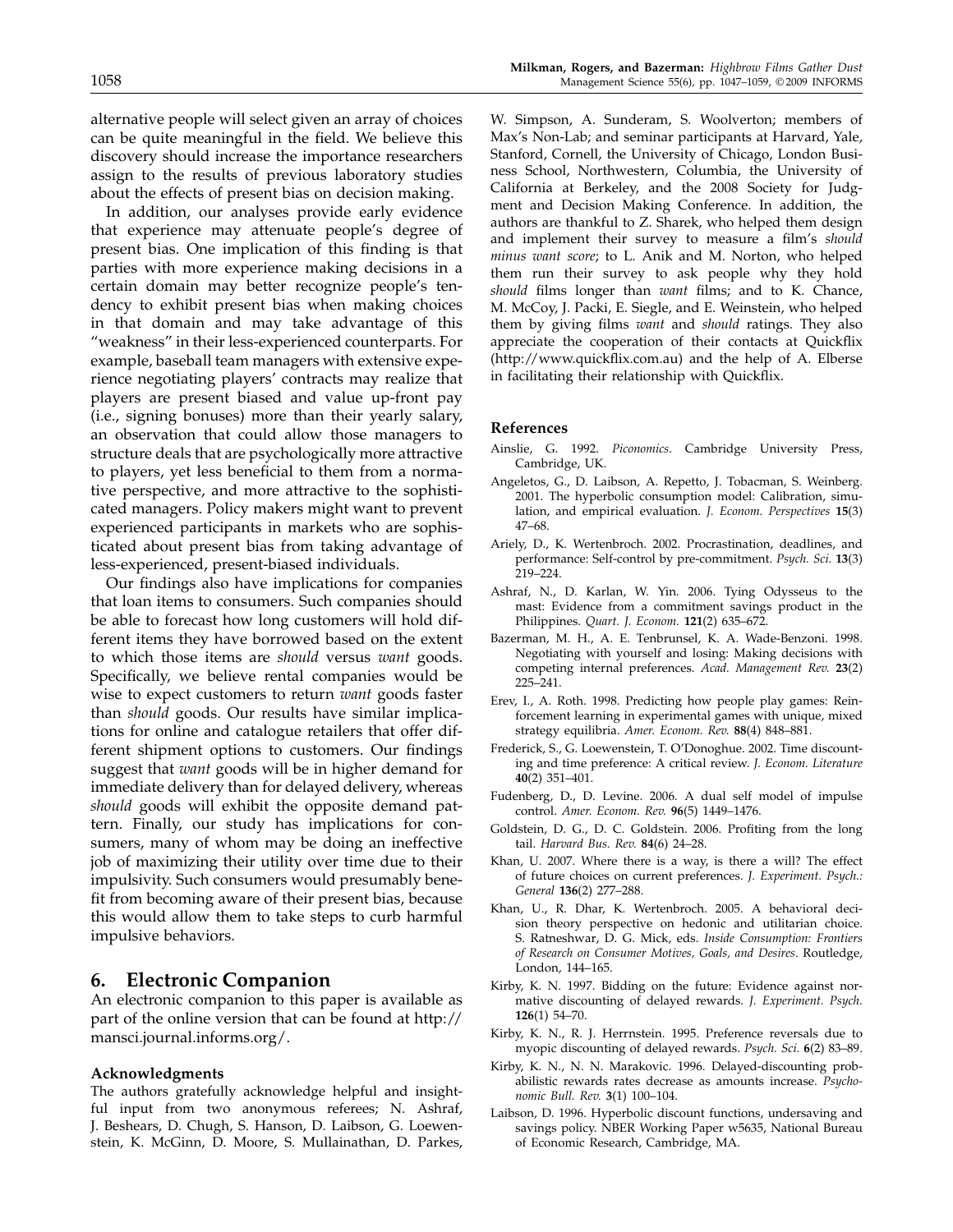alternative people will select given an array of choices can be quite meaningful in the field. We believe this discovery should increase the importance researchers assign to the results of previous laboratory studies about the effects of present bias on decision making.

In addition, our analyses provide early evidence that experience may attenuate people's degree of present bias. One implication of this finding is that parties with more experience making decisions in a certain domain may better recognize people's tendency to exhibit present bias when making choices in that domain and may take advantage of this "weakness" in their less-experienced counterparts. For example, baseball team managers with extensive experience negotiating players' contracts may realize that players are present biased and value up-front pay (i.e., signing bonuses) more than their yearly salary, an observation that could allow those managers to structure deals that are psychologically more attractive to players, yet less beneficial to them from a normative perspective, and more attractive to the sophisticated managers. Policy makers might want to prevent experienced participants in markets who are sophisticated about present bias from taking advantage of less-experienced, present-biased individuals.

Our findings also have implications for companies that loan items to consumers. Such companies should be able to forecast how long customers will hold different items they have borrowed based on the extent to which those items are *should* versus *want* goods. Specifically, we believe rental companies would be wise to expect customers to return *want* goods faster than *should* goods. Our results have similar implications for online and catalogue retailers that offer different shipment options to customers. Our findings suggest that *want* goods will be in higher demand for immediate delivery than for delayed delivery, whereas *should* goods will exhibit the opposite demand pattern. Finally, our study has implications for consumers, many of whom may be doing an ineffective job of maximizing their utility over time due to their impulsivity. Such consumers would presumably benefit from becoming aware of their present bias, because this would allow them to take steps to curb harmful impulsive behaviors.

## 6. Electronic Companion

An electronic companion to this paper is available as part of the online version that can be found at http://mansci.journal.informs.org/.

### Acknowledgments

The authors gratefully acknowledge helpful and insightful input from two anonymous referees; N. Ashraf, J. Beshears, D. Chugh, S. Hanson, D. Laibson, G. Loewenstein, K. McGinn, D. Moore, S. Mullainathan, D. Parkes, W. Simpson, A. Sunderam, S. Woolverton; members of Max's Non-Lab; and seminar participants at Harvard, Yale, Stanford, Cornell, the University of Chicago, London Business School, Northwestern, Columbia, the University of California at Berkeley, and the 2008 Society for Judgment and Decision Making Conference. In addition, the authors are thankful to Z. Sharek, who helped them design and implement their survey to measure a film's *should minus want score*; to L. Anik and M. Norton, who helped them run their survey to ask people why they hold *should* films longer than *want* films; and to K. Chance, M. McCoy, J. Packi, E. Siegle, and E. Weinstein, who helped them by giving films *want* and *should* ratings. They also appreciate the cooperation of their contacts at Quickflix (http://www.quickflix.com.au) and the help of A. Elberse in facilitating their relationship with Quickflix.

### References

Ainslie, G. 1992. *Piconomics*. Cambridge University Press, Cambridge, UK.

Angeletos, G., D. Laibson, A. Repetto, J. Tobacman, S. Weinberg. 2001. The hyperbolic consumption model: Calibration, simulation, and empirical evaluation. *J. Econom. Perspectives* **15**(3) 47–68.

Ariely, D., K. Wertenbroch. 2002. Procrastination, deadlines, and performance: Self-control by pre-commitment. *Psych. Sci.* **13**(3) 219–224.

Ashraf, N., D. Karlan, W. Yin. 2006. Tying Odysseus to the mast: Evidence from a commitment savings product in the Philippines. *Quart. J. Econom.* **121**(2) 635–672.

Bazerman, M. H., A. E. Tenbrunsel, K. A. Wade-Benzoni. 1998. Negotiating with yourself and losing: Making decisions with competing internal preferences. *Acad. Management Rev.* **23**(2) 225–241.

Erev, I., A. Roth. 1998. Predicting how people play games: Reinforcement learning in experimental games with unique, mixed strategy equilibria. *Amer. Econom. Rev.* **88**(4) 848–881.

Frederick, S., G. Loewenstein, T. O'Donoghue. 2002. Time discounting and time preference: A critical review. *J. Econom. Literature* **40**(2) 351–401.

Fudenberg, D., D. Levine. 2006. A dual self model of impulse control. *Amer. Econom. Rev.* **96**(5) 1449–1476.

Goldstein, D. G., D. C. Goldstein. 2006. Profiting from the long tail. *Harvard Bus. Rev.* **84**(6) 24–28.

Khan, U. 2007. Where there is a way, is there a will? The effect of future choices on current preferences. *J. Experiment. Psych.: General* **136**(2) 277–288.

Khan, U., R. Dhar, K. Wertenbroch. 2005. A behavioral decision theory perspective on hedonic and utilitarian choice. S. Ratneshwar, D. G. Mick, eds. *Inside Consumption: Frontiers of Research on Consumer Motives, Goals, and Desires*. Routledge, London, 144–165.

Kirby, K. N. 1997. Bidding on the future: Evidence against normative discounting of delayed rewards. *J. Experiment. Psych.* **126**(1) 54–70.

Kirby, K. N., R. J. Herrnstein. 1995. Preference reversals due to myopic discounting of delayed rewards. *Psych. Sci.* **6**(2) 83–89.

Kirby, K. N., N. N. Marakovic. 1996. Delayed-discounting probabilistic rewards rates decrease as amounts increase. *Psychonomic Bull. Rev.* **3**(1) 100–104.

Laibson, D. 1996. Hyperbolic discount functions, undersaving and savings policy. NBER Working Paper w5635, National Bureau of Economic Research, Cambridge, MA.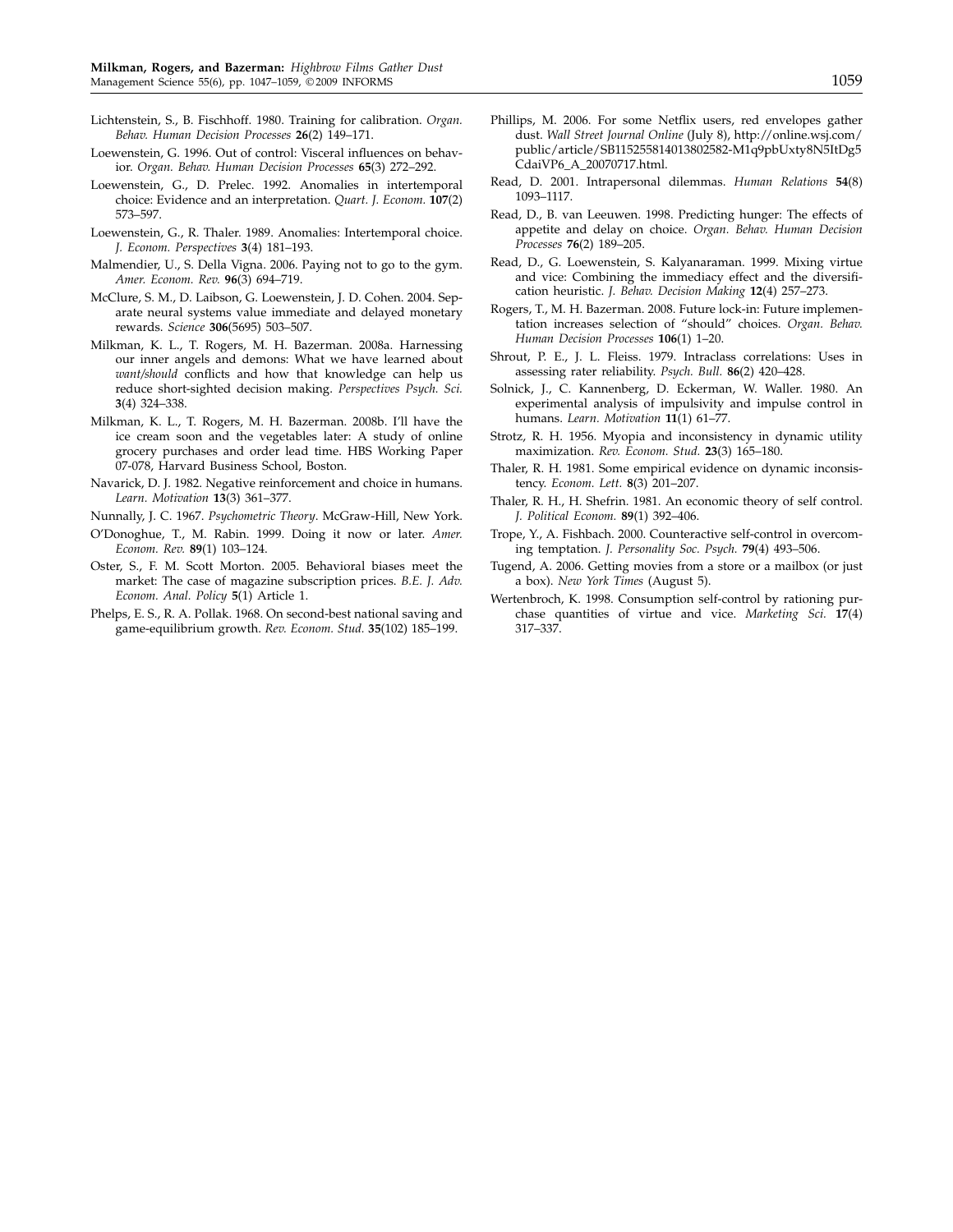Lichtenstein, S., B. Fischhoff. 1980. Training for calibration. *Organ. Behav. Human Decision Processes* **26**(2) 149–171.

Loewenstein, G. 1996. Out of control: Visceral influences on behavior. *Organ. Behav. Human Decision Processes* **65**(3) 272–292.

Loewenstein, G., D. Prelec. 1992. Anomalies in intertemporal choice: Evidence and an interpretation. *Quart. J. Econom.* **107**(2) 573–597.

Loewenstein, G., R. Thaler. 1989. Anomalies: Intertemporal choice. *J. Econom. Perspectives* **3**(4) 181–193.

Malmendier, U., S. Della Vigna. 2006. Paying not to go to the gym. *Amer. Econom. Rev.* **96**(3) 694–719.

McClure, S. M., D. Laibson, G. Loewenstein, J. D. Cohen. 2004. Separate neural systems value immediate and delayed monetary rewards. *Science* **306**(5695) 503–507.

Milkman, K. L., T. Rogers, M. H. Bazerman. 2008a. Harnessing our inner angels and demons: What we have learned about *want/should* conflicts and how that knowledge can help us reduce short-sighted decision making. *Perspectives Psych. Sci.* **3**(4) 324–338.

Milkman, K. L., T. Rogers, M. H. Bazerman. 2008b. I'll have the ice cream soon and the vegetables later: A study of online grocery purchases and order lead time. HBS Working Paper 07-078, Harvard Business School, Boston.

Navarick, D. J. 1982. Negative reinforcement and choice in humans. *Learn. Motivation* **13**(3) 361–377.

Nunnally, J. C. 1967. *Psychometric Theory*. McGraw-Hill, New York.

O'Donoghue, T., M. Rabin. 1999. Doing it now or later. *Amer. Econom. Rev.* **89**(1) 103–124.

Oster, S., F. M. Scott Morton. 2005. Behavioral biases meet the market: The case of magazine subscription prices. *B.E. J. Adv. Econom. Anal. Policy* **5**(1) Article 1.

Phelps, E. S., R. A. Pollak. 1968. On second-best national saving and game-equilibrium growth. *Rev. Econom. Stud.* **35**(102) 185–199.

Phillips, M. 2006. For some Netflix users, red envelopes gather dust. *Wall Street Journal Online* (July 8), http://online.wsj.com/public/article/SB115255814013802582-M1q9pbUxty8N5ItDg5CdaiVP6_A_20070717.html.

Read, D. 2001. Intrapersonal dilemmas. *Human Relations* **54**(8) 1093–1117.

Read, D., B. van Leeuwen. 1998. Predicting hunger: The effects of appetite and delay on choice. *Organ. Behav. Human Decision Processes* **76**(2) 189–205.

Read, D., G. Loewenstein, S. Kalyanaraman. 1999. Mixing virtue and vice: Combining the immediacy effect and the diversification heuristic. *J. Behav. Decision Making* **12**(4) 257–273.

Rogers, T., M. H. Bazerman. 2008. Future lock-in: Future implementation increases selection of "should" choices. *Organ. Behav. Human Decision Processes* **106**(1) 1–20.

Shrout, P. E., J. L. Fleiss. 1979. Intraclass correlations: Uses in assessing rater reliability. *Psych. Bull.* **86**(2) 420–428.

Solnick, J., C. Kannenberg, D. Eckerman, W. Waller. 1980. An experimental analysis of impulsivity and impulse control in humans. *Learn. Motivation* **11**(1) 61–77.

Strotz, R. H. 1956. Myopia and inconsistency in dynamic utility maximization. *Rev. Econom. Stud.* **23**(3) 165–180.

Thaler, R. H. 1981. Some empirical evidence on dynamic inconsistency. *Econom. Lett.* **8**(3) 201–207.

Thaler, R. H., H. Shefrin. 1981. An economic theory of self control. *J. Political Econom.* **89**(1) 392–406.

Trope, Y., A. Fishbach. 2000. Counteractive self-control in overcoming temptation. *J. Personality Soc. Psych.* **79**(4) 493–506.

Tugend, A. 2006. Getting movies from a store or a mailbox (or just a box). *New York Times* (August 5).

Wertenbroch, K. 1998. Consumption self-control by rationing purchase quantities of virtue and vice. *Marketing Sci.* **17**(4) 317–337.